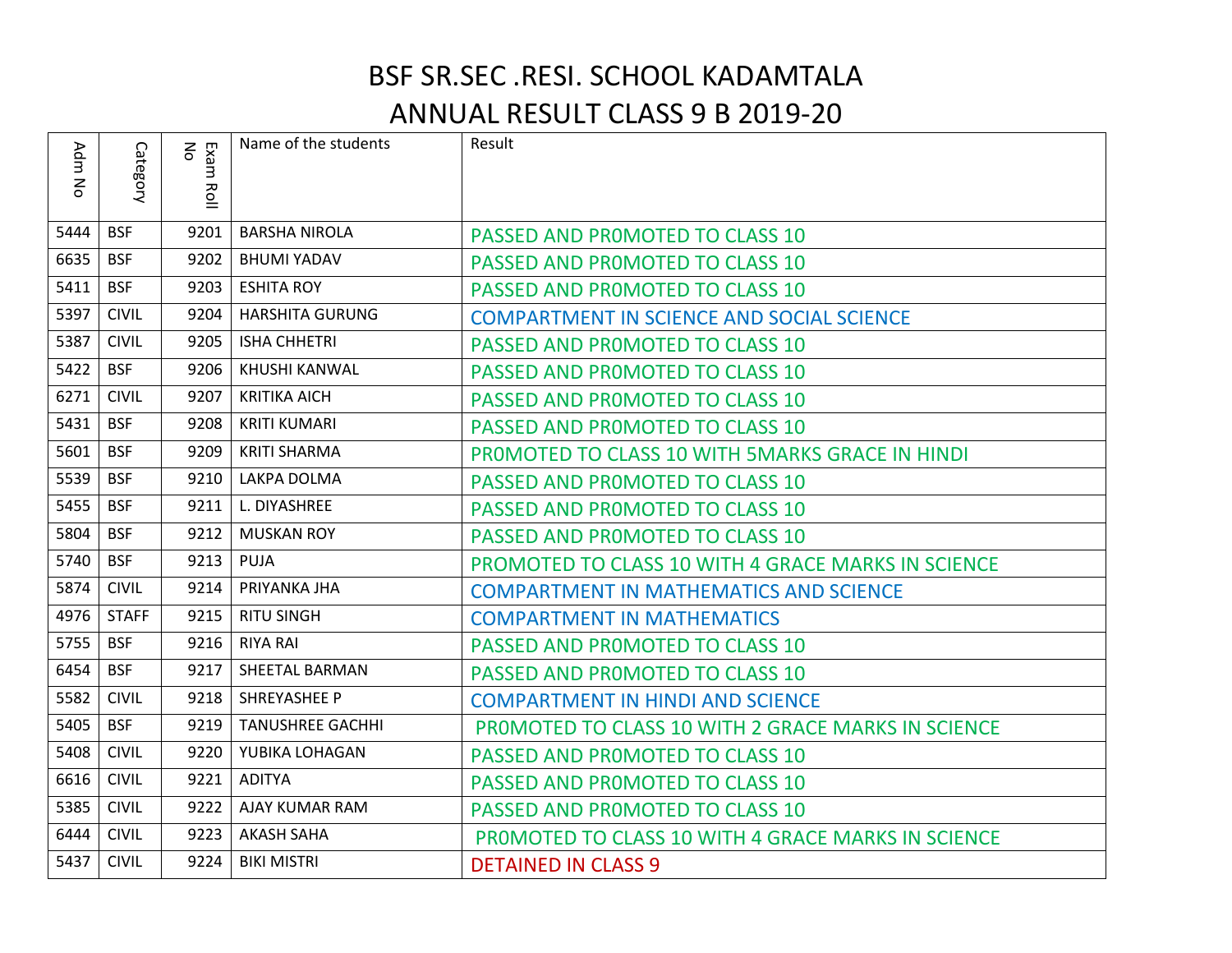# BSF SR.SEC .RESI. SCHOOL KADAMTALA
## ANNUAL RESULT CLASS 9 B 2019-20

| Adm No | Category | Exam Roll No | Name of the students | Result |
|---|---|---|---|---|
| 5444 | BSF | 9201 | BARSHA NIROLA | PASSED AND PR0MOTED TO CLASS 10 |
| 6635 | BSF | 9202 | BHUMI YADAV | PASSED AND PR0MOTED TO CLASS 10 |
| 5411 | BSF | 9203 | ESHITA ROY | PASSED AND PR0MOTED TO CLASS 10 |
| 5397 | CIVIL | 9204 | HARSHITA GURUNG | COMPARTMENT IN SCIENCE AND SOCIAL SCIENCE |
| 5387 | CIVIL | 9205 | ISHA CHHETRI | PASSED AND PR0MOTED TO CLASS 10 |
| 5422 | BSF | 9206 | KHUSHI KANWAL | PASSED AND PR0MOTED TO CLASS 10 |
| 6271 | CIVIL | 9207 | KRITIKA AICH | PASSED AND PR0MOTED TO CLASS 10 |
| 5431 | BSF | 9208 | KRITI KUMARI | PASSED AND PR0MOTED TO CLASS 10 |
| 5601 | BSF | 9209 | KRITI SHARMA | PR0MOTED TO CLASS 10 WITH 5MARKS GRACE IN HINDI |
| 5539 | BSF | 9210 | LAKPA DOLMA | PASSED AND PR0MOTED TO CLASS 10 |
| 5455 | BSF | 9211 | L. DIYASHREE | PASSED AND PR0MOTED TO CLASS 10 |
| 5804 | BSF | 9212 | MUSKAN ROY | PASSED AND PR0MOTED TO CLASS 10 |
| 5740 | BSF | 9213 | PUJA | PROMOTED TO CLASS 10 WITH 4 GRACE MARKS IN SCIENCE |
| 5874 | CIVIL | 9214 | PRIYANKA JHA | COMPARTMENT IN MATHEMATICS AND SCIENCE |
| 4976 | STAFF | 9215 | RITU SINGH | COMPARTMENT IN MATHEMATICS |
| 5755 | BSF | 9216 | RIYA RAI | PASSED AND PR0MOTED TO CLASS 10 |
| 6454 | BSF | 9217 | SHEETAL BARMAN | PASSED AND PR0MOTED TO CLASS 10 |
| 5582 | CIVIL | 9218 | SHREYASHEE P | COMPARTMENT IN HINDI AND SCIENCE |
| 5405 | BSF | 9219 | TANUSHREE GACHHI | PR0MOTED TO CLASS 10 WITH 2 GRACE MARKS IN SCIENCE |
| 5408 | CIVIL | 9220 | YUBIKA LOHAGAN | PASSED AND PR0MOTED TO CLASS 10 |
| 6616 | CIVIL | 9221 | ADITYA | PASSED AND PR0MOTED TO CLASS 10 |
| 5385 | CIVIL | 9222 | AJAY KUMAR RAM | PASSED AND PR0MOTED TO CLASS 10 |
| 6444 | CIVIL | 9223 | AKASH SAHA | PR0MOTED TO CLASS 10 WITH 4 GRACE MARKS IN SCIENCE |
| 5437 | CIVIL | 9224 | BIKI MISTRI | DETAINED IN CLASS 9 |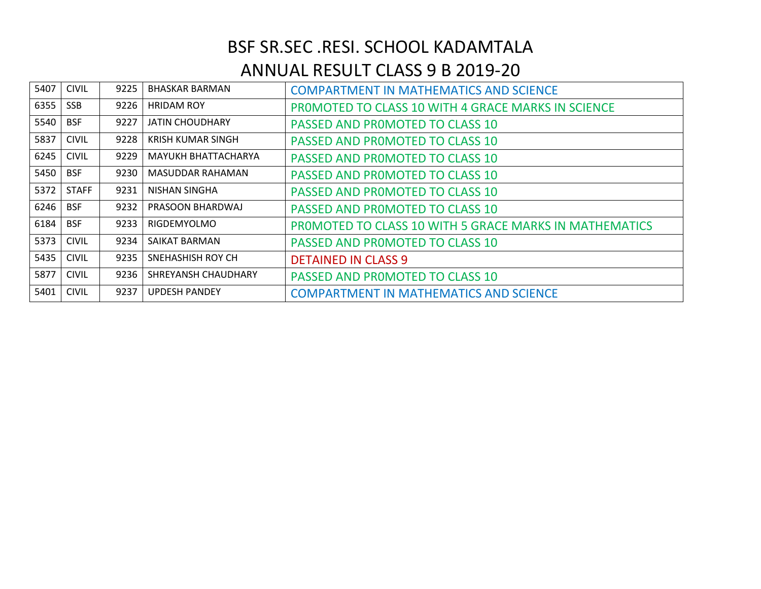# BSF SR.SEC .RESI. SCHOOL KADAMTALA

## ANNUAL RESULT CLASS 9 B 2019-20

| | | | | |
|---|---|---|---|---|
| 5407 | CIVIL | 9225 | BHASKAR BARMAN | COMPARTMENT IN MATHEMATICS AND SCIENCE |
| 6355 | SSB | 9226 | HRIDAM ROY | PR0MOTED TO CLASS 10 WITH 4 GRACE MARKS IN SCIENCE |
| 5540 | BSF | 9227 | JATIN CHOUDHARY | PASSED AND PR0MOTED TO CLASS 10 |
| 5837 | CIVIL | 9228 | KRISH KUMAR SINGH | PASSED AND PR0MOTED TO CLASS 10 |
| 6245 | CIVIL | 9229 | MAYUKH BHATTACHARYA | PASSED AND PR0MOTED TO CLASS 10 |
| 5450 | BSF | 9230 | MASUDDAR RAHAMAN | PASSED AND PR0MOTED TO CLASS 10 |
| 5372 | STAFF | 9231 | NISHAN SINGHA | PASSED AND PR0MOTED TO CLASS 10 |
| 6246 | BSF | 9232 | PRASOON BHARDWAJ | PASSED AND PR0MOTED TO CLASS 10 |
| 6184 | BSF | 9233 | RIGDEMYOLMO | PR0MOTED TO CLASS 10 WITH 5 GRACE MARKS IN MATHEMATICS |
| 5373 | CIVIL | 9234 | SAIKAT BARMAN | PASSED AND PR0MOTED TO CLASS 10 |
| 5435 | CIVIL | 9235 | SNEHASHISH ROY CH | DETAINED IN CLASS 9 |
| 5877 | CIVIL | 9236 | SHREYANSH CHAUDHARY | PASSED AND PR0MOTED TO CLASS 10 |
| 5401 | CIVIL | 9237 | UPDESH PANDEY | COMPARTMENT IN MATHEMATICS AND SCIENCE |